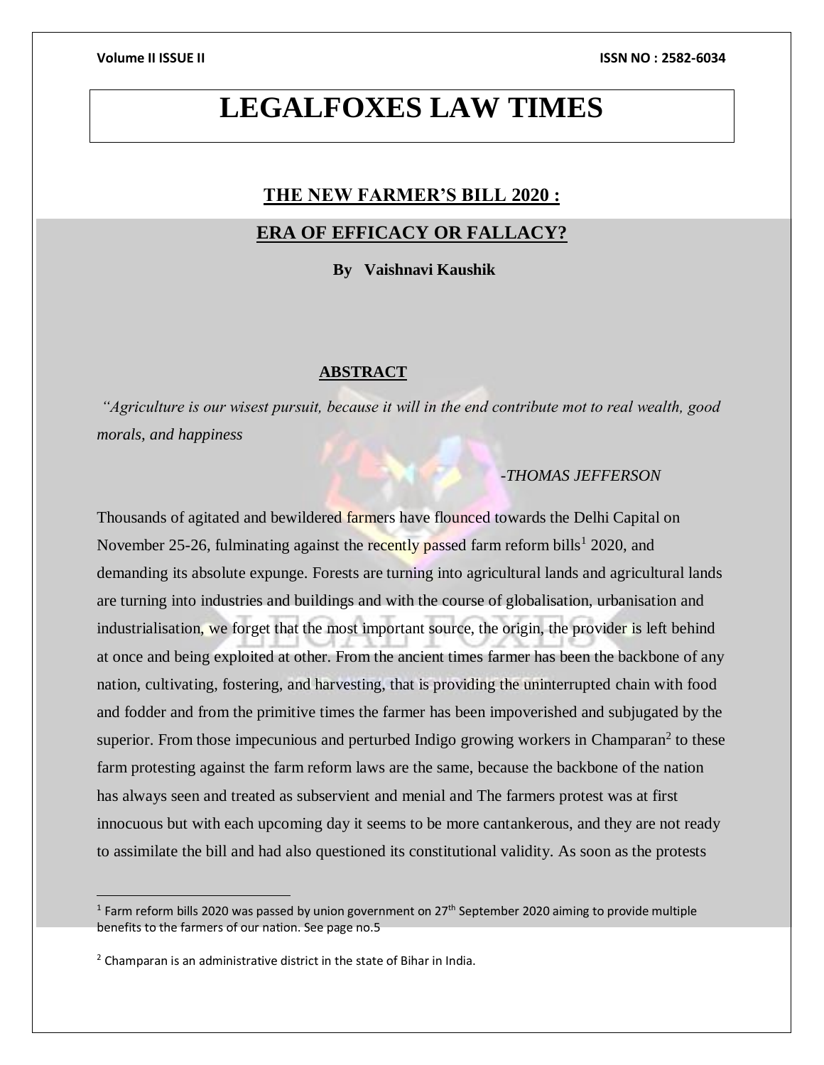# LEGALFOXES LAW TIMES

## THE NEW FARMER'S BILL 2020 :

## ERA OF EFFICACY OR FALLACY?

**By Vaishnavi Kaushik**

### ABSTRACT

*"Agriculture is our wisest pursuit, because it will in the end contribute mot to real wealth, good morals, and happiness*

*-THOMAS JEFFERSON*

Thousands of agitated and bewildered farmers have flounced towards the Delhi Capital on November 25-26, fulminating against the recently passed farm reform bills[1] 2020, and demanding its absolute expunge. Forests are turning into agricultural lands and agricultural lands are turning into industries and buildings and with the course of globalisation, urbanisation and industrialisation, we forget that the most important source, the origin, the provider is left behind at once and being exploited at other. From the ancient times farmer has been the backbone of any nation, cultivating, fostering, and harvesting, that is providing the uninterrupted chain with food and fodder and from the primitive times the farmer has been impoverished and subjugated by the superior. From those impecunious and perturbed Indigo growing workers in Champaran[2] to these farm protesting against the farm reform laws are the same, because the backbone of the nation has always seen and treated as subservient and menial and The farmers protest was at first innocuous but with each upcoming day it seems to be more cantankerous, and they are not ready to assimilate the bill and had also questioned its constitutional validity. As soon as the protests

---

[1] Farm reform bills 2020 was passed by union government on 27th September 2020 aiming to provide multiple benefits to the farmers of our nation. See page no.5

[2] Champaran is an administrative district in the state of Bihar in India.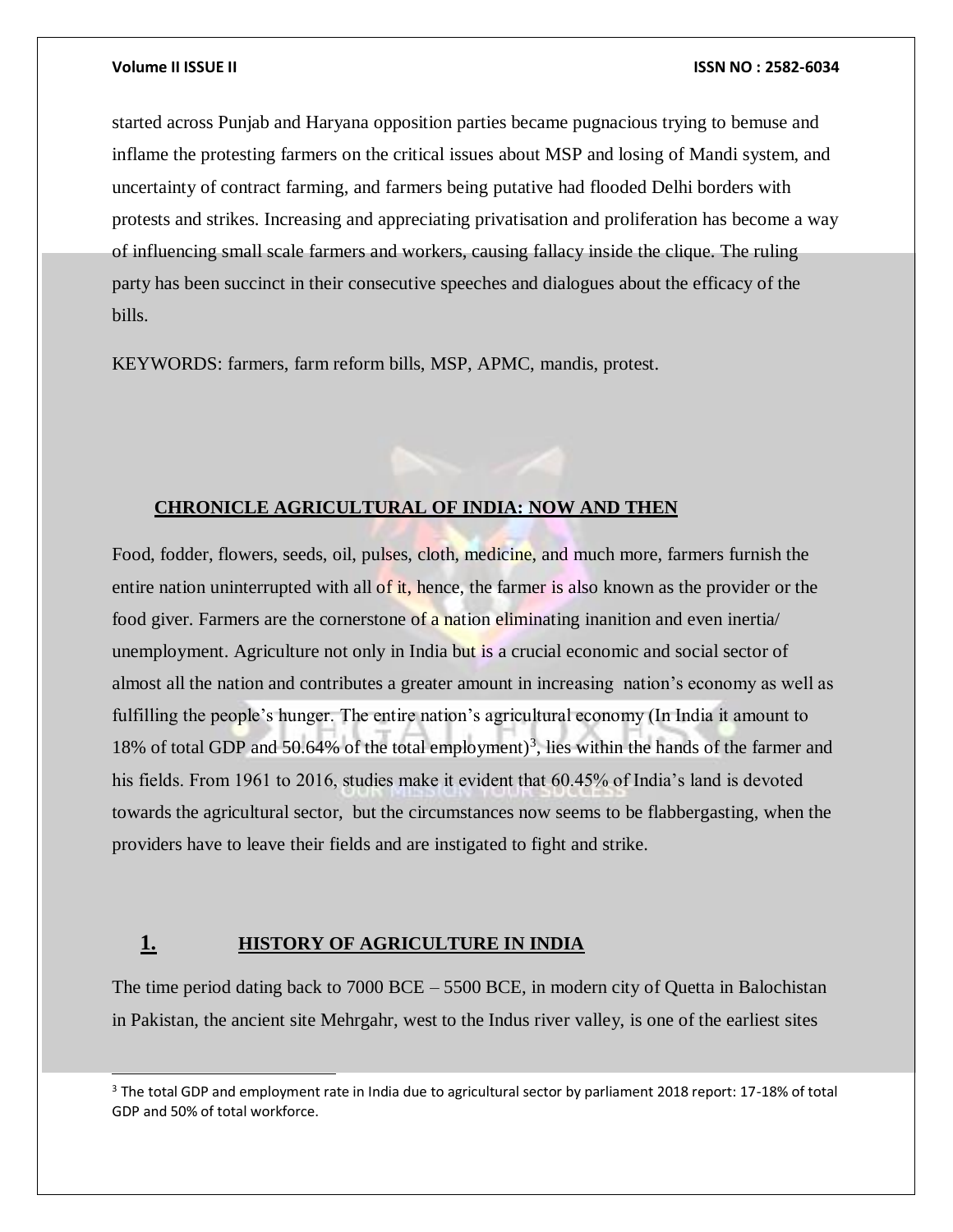started across Punjab and Haryana opposition parties became pugnacious trying to bemuse and inflame the protesting farmers on the critical issues about MSP and losing of Mandi system, and uncertainty of contract farming, and farmers being putative had flooded Delhi borders with protests and strikes. Increasing and appreciating privatisation and proliferation has become a way of influencing small scale farmers and workers, causing fallacy inside the clique. The ruling party has been succinct in their consecutive speeches and dialogues about the efficacy of the bills.

KEYWORDS: farmers, farm reform bills, MSP, APMC, mandis, protest.

## CHRONICLE AGRICULTURAL OF INDIA: NOW AND THEN

Food, fodder, flowers, seeds, oil, pulses, cloth, medicine, and much more, farmers furnish the entire nation uninterrupted with all of it, hence, the farmer is also known as the provider or the food giver. Farmers are the cornerstone of a nation eliminating inanition and even inertia/ unemployment. Agriculture not only in India but is a crucial economic and social sector of almost all the nation and contributes a greater amount in increasing nation's economy as well as fulfilling the people's hunger. The entire nation's agricultural economy (In India it amount to 18% of total GDP and 50.64% of the total employment)[3], lies within the hands of the farmer and his fields. From 1961 to 2016, studies make it evident that 60.45% of India's land is devoted towards the agricultural sector, but the circumstances now seems to be flabbergasting, when the providers have to leave their fields and are instigated to fight and strike.

## 1. HISTORY OF AGRICULTURE IN INDIA

The time period dating back to 7000 BCE – 5500 BCE, in modern city of Quetta in Balochistan in Pakistan, the ancient site Mehrgahr, west to the Indus river valley, is one of the earliest sites

[3] The total GDP and employment rate in India due to agricultural sector by parliament 2018 report: 17-18% of total GDP and 50% of total workforce.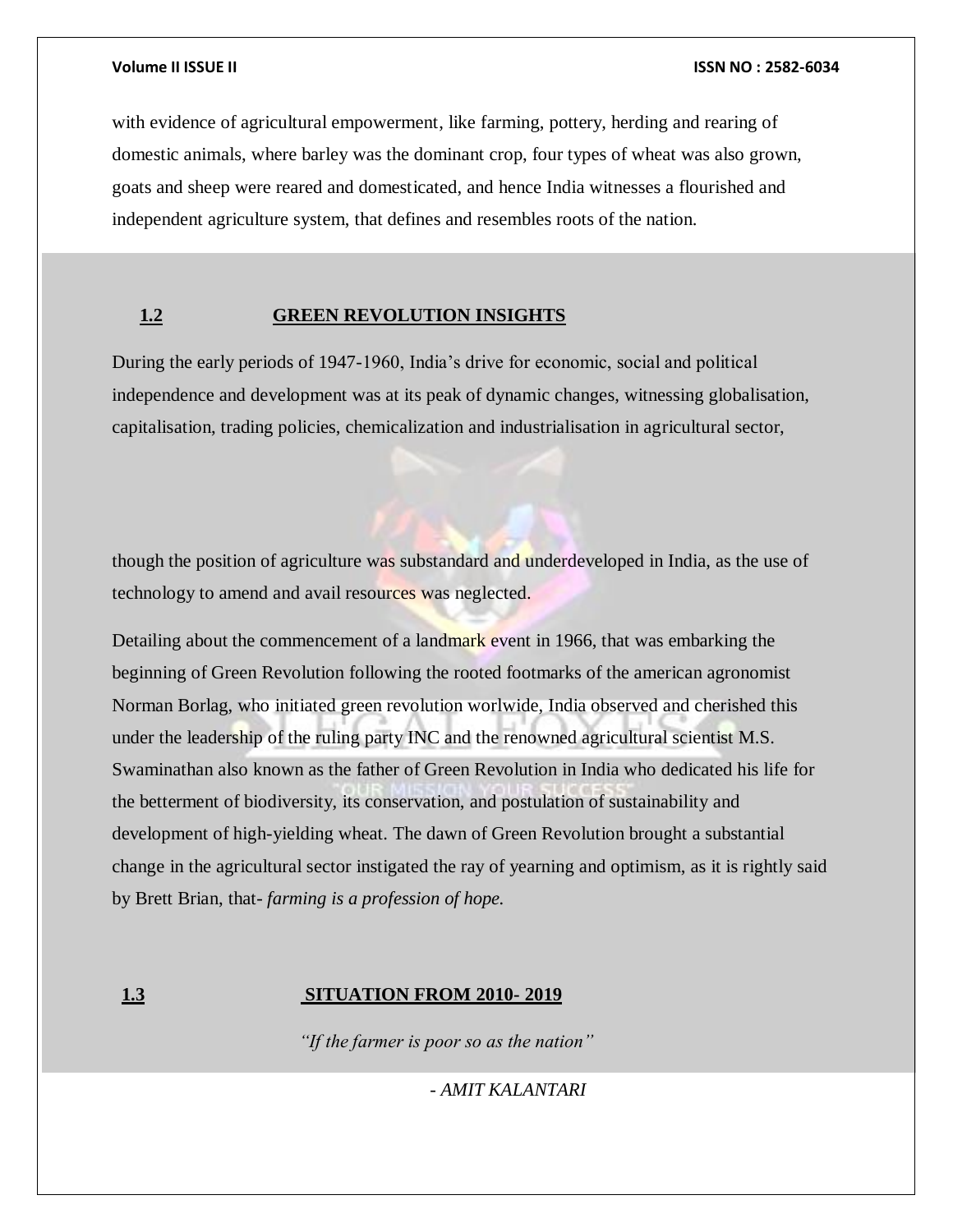with evidence of agricultural empowerment, like farming, pottery, herding and rearing of domestic animals, where barley was the dominant crop, four types of wheat was also grown, goats and sheep were reared and domesticated, and hence India witnesses a flourished and independent agriculture system, that defines and resembles roots of the nation.

## 1.2 GREEN REVOLUTION INSIGHTS

During the early periods of 1947-1960, India's drive for economic, social and political independence and development was at its peak of dynamic changes, witnessing globalisation, capitalisation, trading policies, chemicalization and industrialisation in agricultural sector,

though the position of agriculture was substandard and underdeveloped in India, as the use of technology to amend and avail resources was neglected.

Detailing about the commencement of a landmark event in 1966, that was embarking the beginning of Green Revolution following the rooted footmarks of the american agronomist Norman Borlag, who initiated green revolution worlwide, India observed and cherished this under the leadership of the ruling party INC and the renowned agricultural scientist M.S. Swaminathan also known as the father of Green Revolution in India who dedicated his life for the betterment of biodiversity, its conservation, and postulation of sustainability and development of high-yielding wheat. The dawn of Green Revolution brought a substantial change in the agricultural sector instigated the ray of yearning and optimism, as it is rightly said by Brett Brian, that- *farming is a profession of hope.*

## 1.3 SITUATION FROM 2010- 2019

*"If the farmer is poor so as the nation"*

*- AMIT KALANTARI*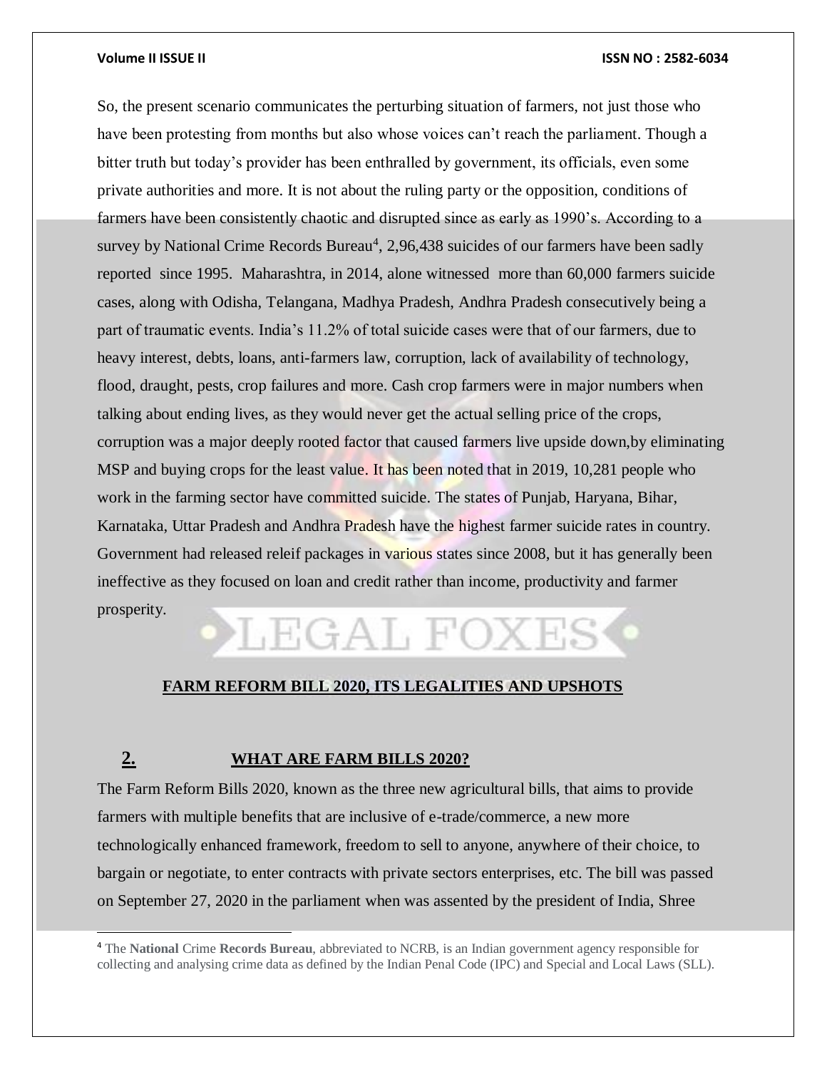So, the present scenario communicates the perturbing situation of farmers, not just those who have been protesting from months but also whose voices can't reach the parliament. Though a bitter truth but today's provider has been enthralled by government, its officials, even some private authorities and more. It is not about the ruling party or the opposition, conditions of farmers have been consistently chaotic and disrupted since as early as 1990's. According to a survey by National Crime Records Bureau[4], 2,96,438 suicides of our farmers have been sadly reported since 1995. Maharashtra, in 2014, alone witnessed more than 60,000 farmers suicide cases, along with Odisha, Telangana, Madhya Pradesh, Andhra Pradesh consecutively being a part of traumatic events. India's 11.2% of total suicide cases were that of our farmers, due to heavy interest, debts, loans, anti-farmers law, corruption, lack of availability of technology, flood, draught, pests, crop failures and more. Cash crop farmers were in major numbers when talking about ending lives, as they would never get the actual selling price of the crops, corruption was a major deeply rooted factor that caused farmers live upside down,by eliminating MSP and buying crops for the least value. It has been noted that in 2019, 10,281 people who work in the farming sector have committed suicide. The states of Punjab, Haryana, Bihar, Karnataka, Uttar Pradesh and Andhra Pradesh have the highest farmer suicide rates in country. Government had released releif packages in various states since 2008, but it has generally been ineffective as they focused on loan and credit rather than income, productivity and farmer prosperity.

## FARM REFORM BILL 2020, ITS LEGALITIES AND UPSHOTS

### 2. WHAT ARE FARM BILLS 2020?

The Farm Reform Bills 2020, known as the three new agricultural bills, that aims to provide farmers with multiple benefits that are inclusive of e-trade/commerce, a new more technologically enhanced framework, freedom to sell to anyone, anywhere of their choice, to bargain or negotiate, to enter contracts with private sectors enterprises, etc. The bill was passed on September 27, 2020 in the parliament when was assented by the president of India, Shree

---

[4] The **National** Crime **Records Bureau**, abbreviated to NCRB, is an Indian government agency responsible for collecting and analysing crime data as defined by the Indian Penal Code (IPC) and Special and Local Laws (SLL).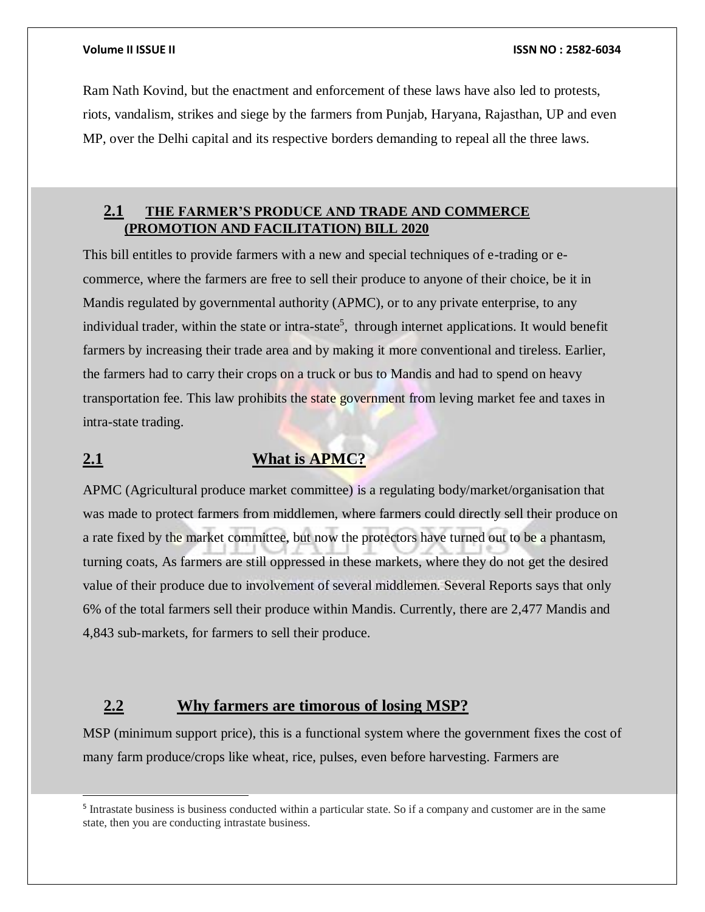Ram Nath Kovind, but the enactment and enforcement of these laws have also led to protests, riots, vandalism, strikes and siege by the farmers from Punjab, Haryana, Rajasthan, UP and even MP, over the Delhi capital and its respective borders demanding to repeal all the three laws.

## 2.1 THE FARMER'S PRODUCE AND TRADE AND COMMERCE (PROMOTION AND FACILITATION) BILL 2020

This bill entitles to provide farmers with a new and special techniques of e-trading or e-commerce, where the farmers are free to sell their produce to anyone of their choice, be it in Mandis regulated by governmental authority (APMC), or to any private enterprise, to any individual trader, within the state or intra-state[5], through internet applications. It would benefit farmers by increasing their trade area and by making it more conventional and tireless. Earlier, the farmers had to carry their crops on a truck or bus to Mandis and had to spend on heavy transportation fee. This law prohibits the state government from leving market fee and taxes in intra-state trading.

## 2.1 What is APMC?

APMC (Agricultural produce market committee) is a regulating body/market/organisation that was made to protect farmers from middlemen, where farmers could directly sell their produce on a rate fixed by the market committee, but now the protectors have turned out to be a phantasm, turning coats, As farmers are still oppressed in these markets, where they do not get the desired value of their produce due to involvement of several middlemen. Several Reports says that only 6% of the total farmers sell their produce within Mandis. Currently, there are 2,477 Mandis and 4,843 sub-markets, for farmers to sell their produce.

## 2.2 Why farmers are timorous of losing MSP?

MSP (minimum support price), this is a functional system where the government fixes the cost of many farm produce/crops like wheat, rice, pulses, even before harvesting. Farmers are

---

[5] Intrastate business is business conducted within a particular state. So if a company and customer are in the same state, then you are conducting intrastate business.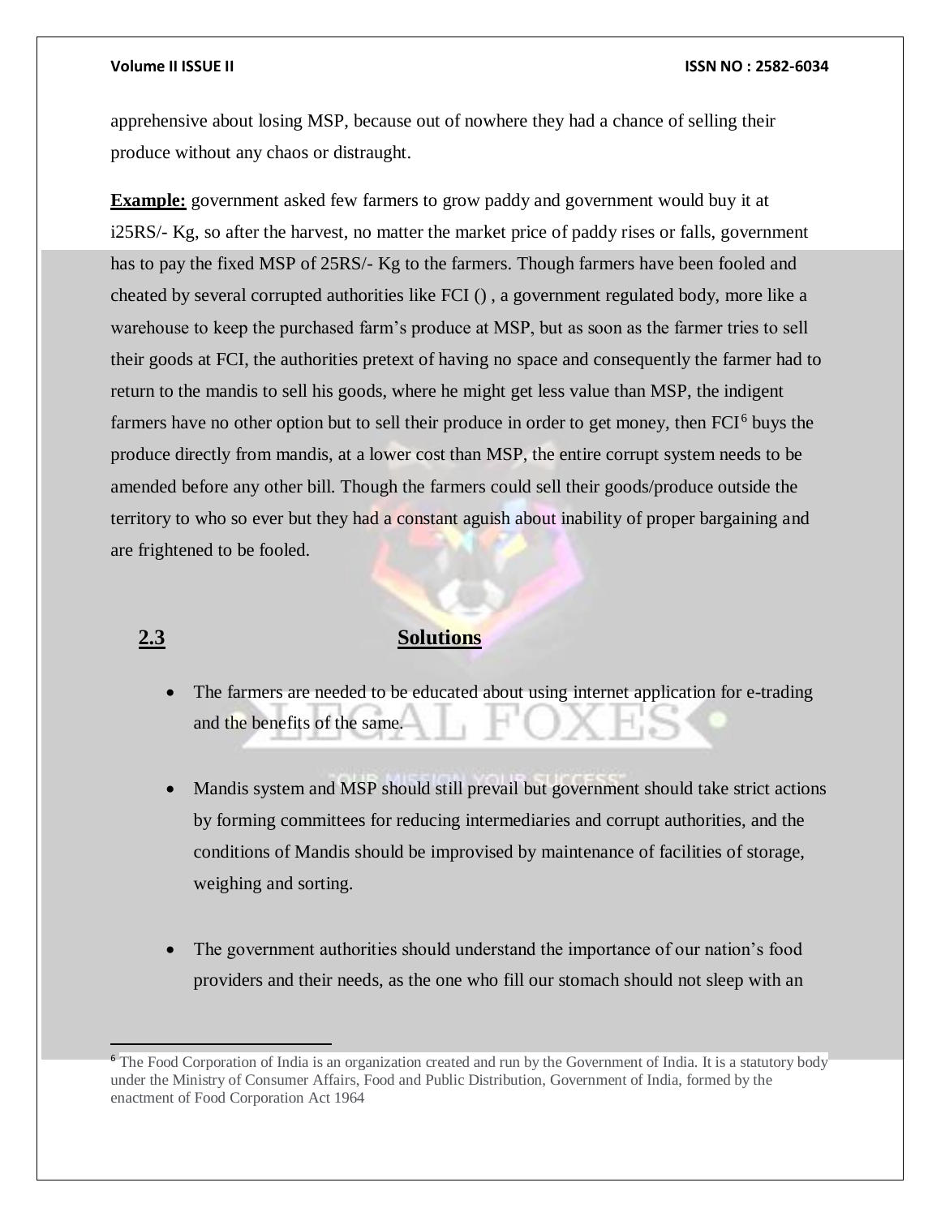apprehensive about losing MSP, because out of nowhere they had a chance of selling their produce without any chaos or distraught.

**Example:** government asked few farmers to grow paddy and government would buy it at i25RS/- Kg, so after the harvest, no matter the market price of paddy rises or falls, government has to pay the fixed MSP of 25RS/- Kg to the farmers. Though farmers have been fooled and cheated by several corrupted authorities like FCI () , a government regulated body, more like a warehouse to keep the purchased farm's produce at MSP, but as soon as the farmer tries to sell their goods at FCI, the authorities pretext of having no space and consequently the farmer had to return to the mandis to sell his goods, where he might get less value than MSP, the indigent farmers have no other option but to sell their produce in order to get money, then FCI[6] buys the produce directly from mandis, at a lower cost than MSP, the entire corrupt system needs to be amended before any other bill. Though the farmers could sell their goods/produce outside the territory to who so ever but they had a constant aguish about inability of proper bargaining and are frightened to be fooled.

## 2.3 Solutions

- The farmers are needed to be educated about using internet application for e-trading and the benefits of the same.

- Mandis system and MSP should still prevail but government should take strict actions by forming committees for reducing intermediaries and corrupt authorities, and the conditions of Mandis should be improvised by maintenance of facilities of storage, weighing and sorting.

- The government authorities should understand the importance of our nation's food providers and their needs, as the one who fill our stomach should not sleep with an

---

[6] The Food Corporation of India is an organization created and run by the Government of India. It is a statutory body under the Ministry of Consumer Affairs, Food and Public Distribution, Government of India, formed by the enactment of Food Corporation Act 1964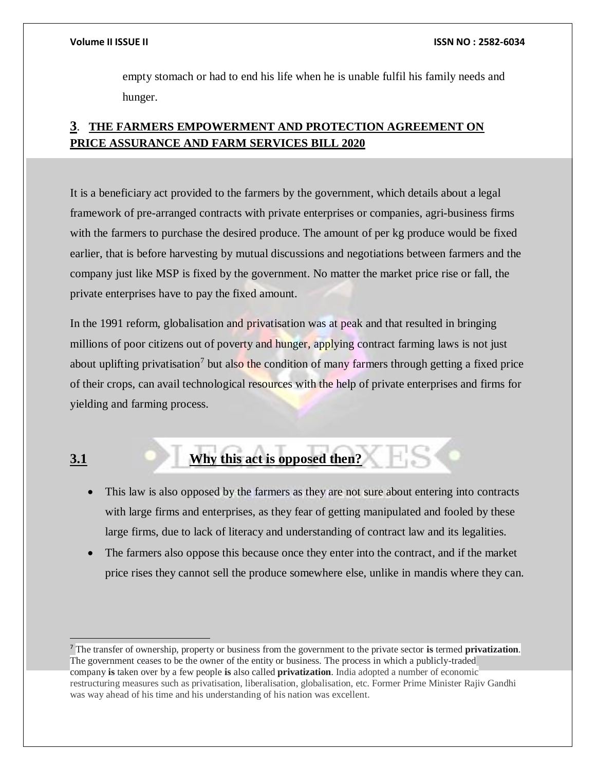empty stomach or had to end his life when he is unable fulfil his family needs and hunger.

## 3. THE FARMERS EMPOWERMENT AND PROTECTION AGREEMENT ON PRICE ASSURANCE AND FARM SERVICES BILL 2020

It is a beneficiary act provided to the farmers by the government, which details about a legal framework of pre-arranged contracts with private enterprises or companies, agri-business firms with the farmers to purchase the desired produce. The amount of per kg produce would be fixed earlier, that is before harvesting by mutual discussions and negotiations between farmers and the company just like MSP is fixed by the government. No matter the market price rise or fall, the private enterprises have to pay the fixed amount.

In the 1991 reform, globalisation and privatisation was at peak and that resulted in bringing millions of poor citizens out of poverty and hunger, applying contract farming laws is not just about uplifting privatisation[7] but also the condition of many farmers through getting a fixed price of their crops, can avail technological resources with the help of private enterprises and firms for yielding and farming process.

### 3.1 Why this act is opposed then?

- This law is also opposed by the farmers as they are not sure about entering into contracts with large firms and enterprises, as they fear of getting manipulated and fooled by these large firms, due to lack of literacy and understanding of contract law and its legalities.
- The farmers also oppose this because once they enter into the contract, and if the market price rises they cannot sell the produce somewhere else, unlike in mandis where they can.

---

[7] The transfer of ownership, property or business from the government to the private sector **is** termed **privatization**. The government ceases to be the owner of the entity or business. The process in which a publicly-traded company **is** taken over by a few people **is** also called **privatization**. India adopted a number of economic restructuring measures such as privatisation, liberalisation, globalisation, etc. Former Prime Minister Rajiv Gandhi was way ahead of his time and his understanding of his nation was excellent.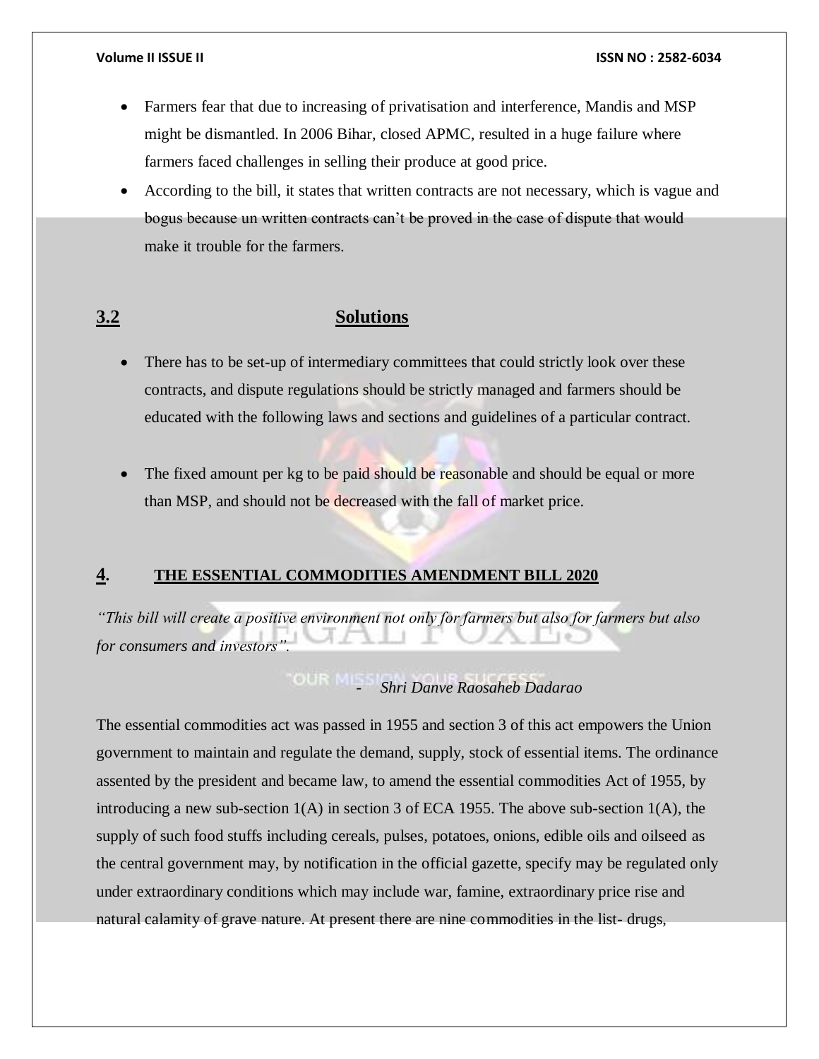- Farmers fear that due to increasing of privatisation and interference, Mandis and MSP might be dismantled. In 2006 Bihar, closed APMC, resulted in a huge failure where farmers faced challenges in selling their produce at good price.
- According to the bill, it states that written contracts are not necessary, which is vague and bogus because un written contracts can't be proved in the case of dispute that would make it trouble for the farmers.

## 3.2 Solutions

- There has to be set-up of intermediary committees that could strictly look over these contracts, and dispute regulations should be strictly managed and farmers should be educated with the following laws and sections and guidelines of a particular contract.
- The fixed amount per kg to be paid should be reasonable and should be equal or more than MSP, and should not be decreased with the fall of market price.

## 4. THE ESSENTIAL COMMODITIES AMENDMENT BILL 2020

*"This bill will create a positive environment not only for farmers but also for farmers but also for consumers and investors".*

*- Shri Danve Raosaheb Dadarao*

The essential commodities act was passed in 1955 and section 3 of this act empowers the Union government to maintain and regulate the demand, supply, stock of essential items. The ordinance assented by the president and became law, to amend the essential commodities Act of 1955, by introducing a new sub-section 1(A) in section 3 of ECA 1955. The above sub-section 1(A), the supply of such food stuffs including cereals, pulses, potatoes, onions, edible oils and oilseed as the central government may, by notification in the official gazette, specify may be regulated only under extraordinary conditions which may include war, famine, extraordinary price rise and natural calamity of grave nature. At present there are nine commodities in the list- drugs,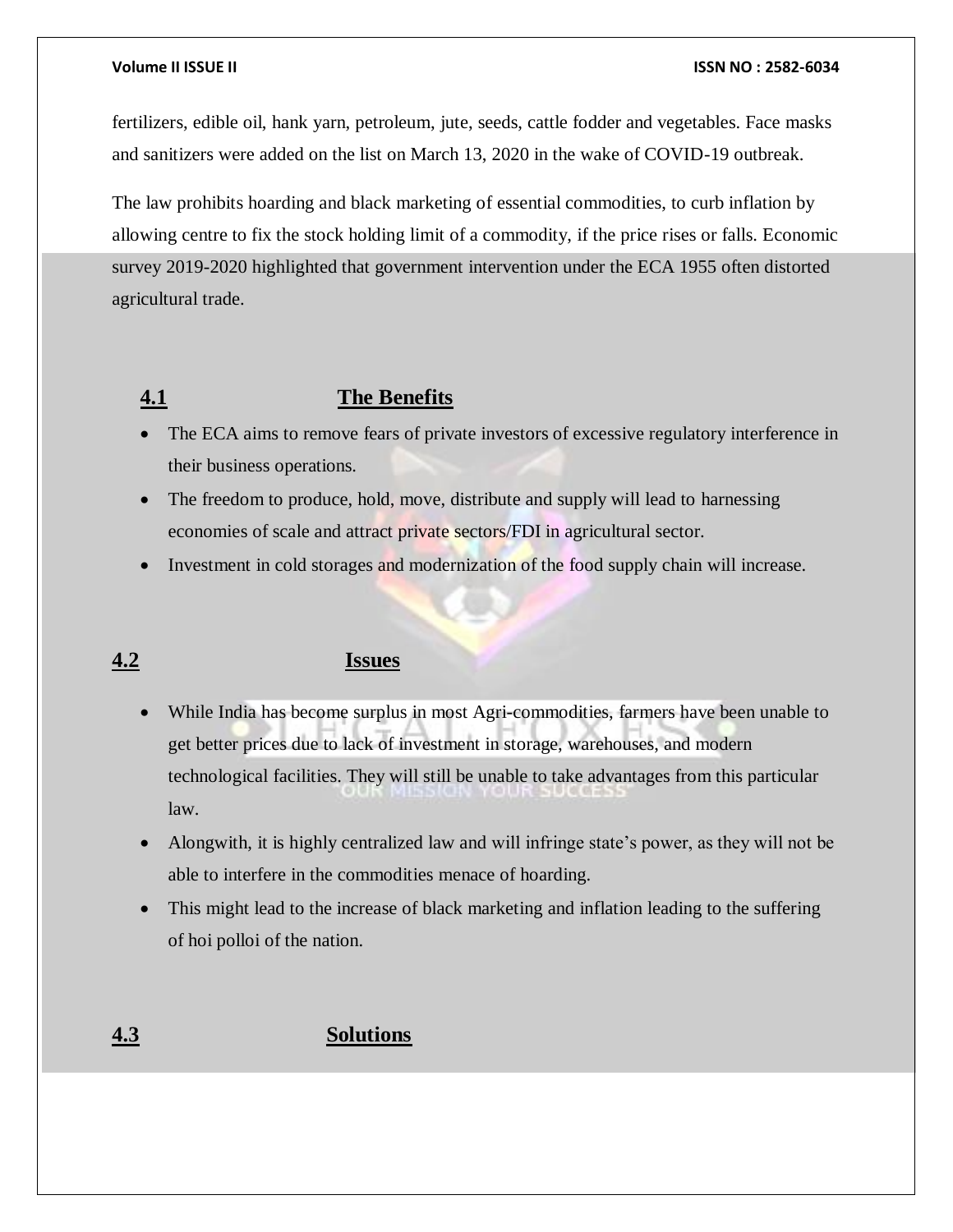fertilizers, edible oil, hank yarn, petroleum, jute, seeds, cattle fodder and vegetables. Face masks and sanitizers were added on the list on March 13, 2020 in the wake of COVID-19 outbreak.

The law prohibits hoarding and black marketing of essential commodities, to curb inflation by allowing centre to fix the stock holding limit of a commodity, if the price rises or falls. Economic survey 2019-2020 highlighted that government intervention under the ECA 1955 often distorted agricultural trade.

### 4.1 The Benefits

- The ECA aims to remove fears of private investors of excessive regulatory interference in their business operations.
- The freedom to produce, hold, move, distribute and supply will lead to harnessing economies of scale and attract private sectors/FDI in agricultural sector.
- Investment in cold storages and modernization of the food supply chain will increase.

### 4.2 Issues

- While India has become surplus in most Agri-commodities, farmers have been unable to get better prices due to lack of investment in storage, warehouses, and modern technological facilities. They will still be unable to take advantages from this particular law.
- Alongwith, it is highly centralized law and will infringe state's power, as they will not be able to interfere in the commodities menace of hoarding.
- This might lead to the increase of black marketing and inflation leading to the suffering of hoi polloi of the nation.

### 4.3 Solutions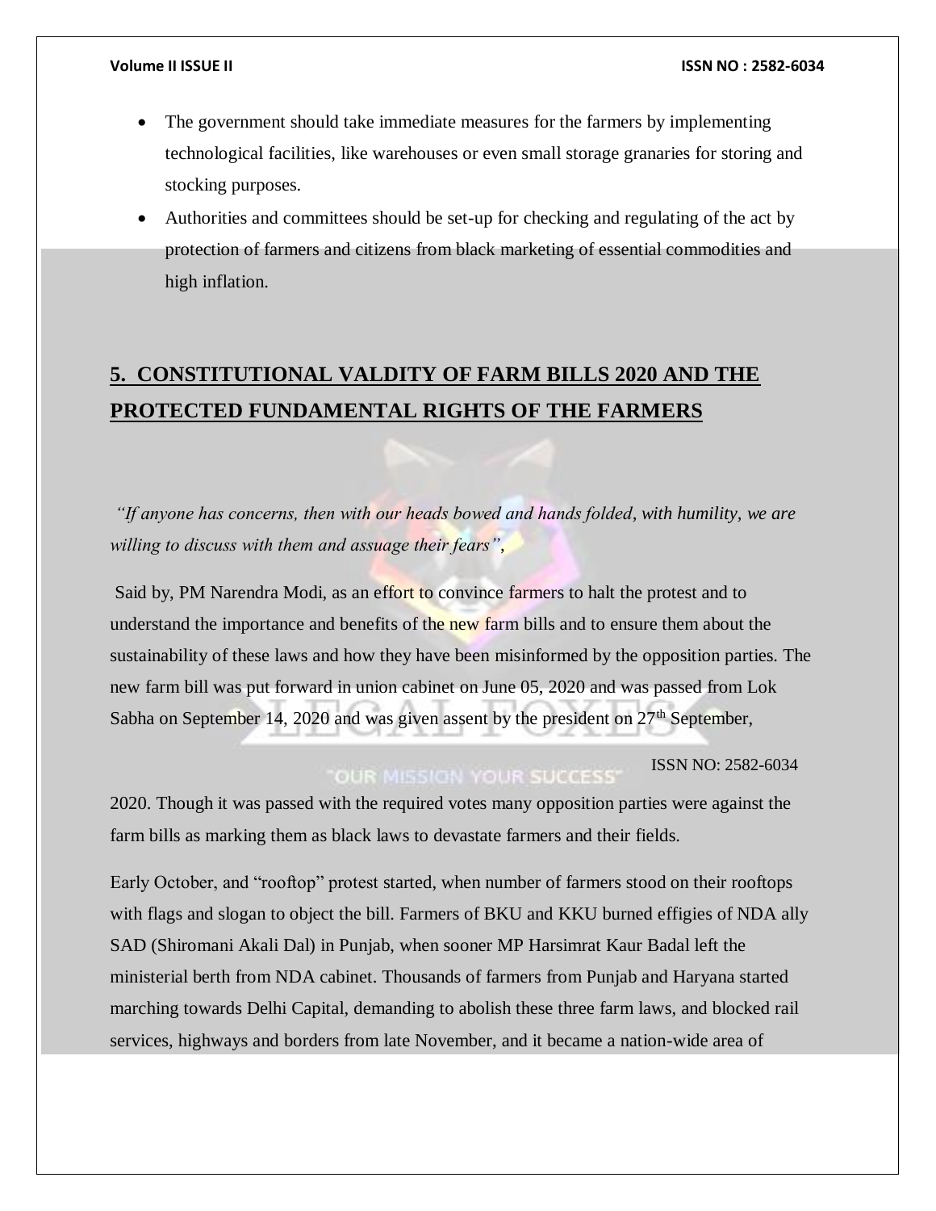- The government should take immediate measures for the farmers by implementing technological facilities, like warehouses or even small storage granaries for storing and stocking purposes.
- Authorities and committees should be set-up for checking and regulating of the act by protection of farmers and citizens from black marketing of essential commodities and high inflation.

## 5. CONSTITUTIONAL VALDITY OF FARM BILLS 2020 AND THE PROTECTED FUNDAMENTAL RIGHTS OF THE FARMERS

*"If anyone has concerns, then with our heads bowed and hands folded, with humility, we are willing to discuss with them and assuage their fears"*,

Said by, PM Narendra Modi, as an effort to convince farmers to halt the protest and to understand the importance and benefits of the new farm bills and to ensure them about the sustainability of these laws and how they have been misinformed by the opposition parties. The new farm bill was put forward in union cabinet on June 05, 2020 and was passed from Lok Sabha on September 14, 2020 and was given assent by the president on 27th September, 2020. Though it was passed with the required votes many opposition parties were against the farm bills as marking them as black laws to devastate farmers and their fields.

Early October, and "rooftop" protest started, when number of farmers stood on their rooftops with flags and slogan to object the bill. Farmers of BKU and KKU burned effigies of NDA ally SAD (Shiromani Akali Dal) in Punjab, when sooner MP Harsimrat Kaur Badal left the ministerial berth from NDA cabinet. Thousands of farmers from Punjab and Haryana started marching towards Delhi Capital, demanding to abolish these three farm laws, and blocked rail services, highways and borders from late November, and it became a nation-wide area of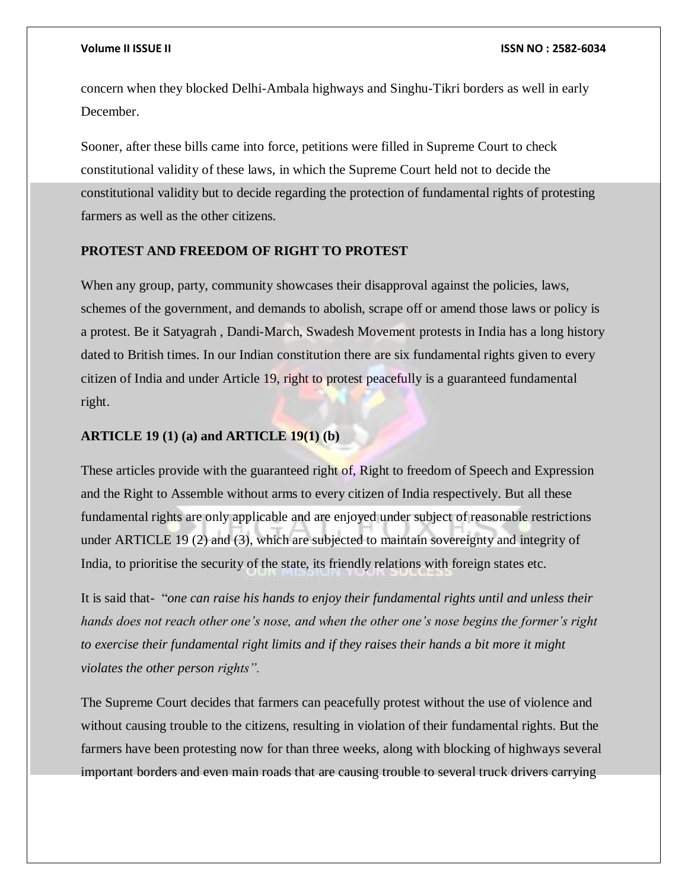concern when they blocked Delhi-Ambala highways and Singhu-Tikri borders as well in early December.

Sooner, after these bills came into force, petitions were filled in Supreme Court to check constitutional validity of these laws, in which the Supreme Court held not to decide the constitutional validity but to decide regarding the protection of fundamental rights of protesting farmers as well as the other citizens.

**PROTEST AND FREEDOM OF RIGHT TO PROTEST**

When any group, party, community showcases their disapproval against the policies, laws, schemes of the government, and demands to abolish, scrape off or amend those laws or policy is a protest. Be it Satyagrah , Dandi-March, Swadesh Movement protests in India has a long history dated to British times. In our Indian constitution there are six fundamental rights given to every citizen of India and under Article 19, right to protest peacefully is a guaranteed fundamental right.

**ARTICLE 19 (1) (a) and ARTICLE 19(1) (b)**

These articles provide with the guaranteed right of, Right to freedom of Speech and Expression and the Right to Assemble without arms to every citizen of India respectively. But all these fundamental rights are only applicable and are enjoyed under subject of reasonable restrictions under ARTICLE 19 (2) and (3), which are subjected to maintain sovereignty and integrity of India, to prioritise the security of the state, its friendly relations with foreign states etc.

It is said that- *"one can raise his hands to enjoy their fundamental rights until and unless their hands does not reach other one's nose, and when the other one's nose begins the former's right to exercise their fundamental right limits and if they raises their hands a bit more it might violates the other person rights".*

The Supreme Court decides that farmers can peacefully protest without the use of violence and without causing trouble to the citizens, resulting in violation of their fundamental rights. But the farmers have been protesting now for than three weeks, along with blocking of highways several important borders and even main roads that are causing trouble to several truck drivers carrying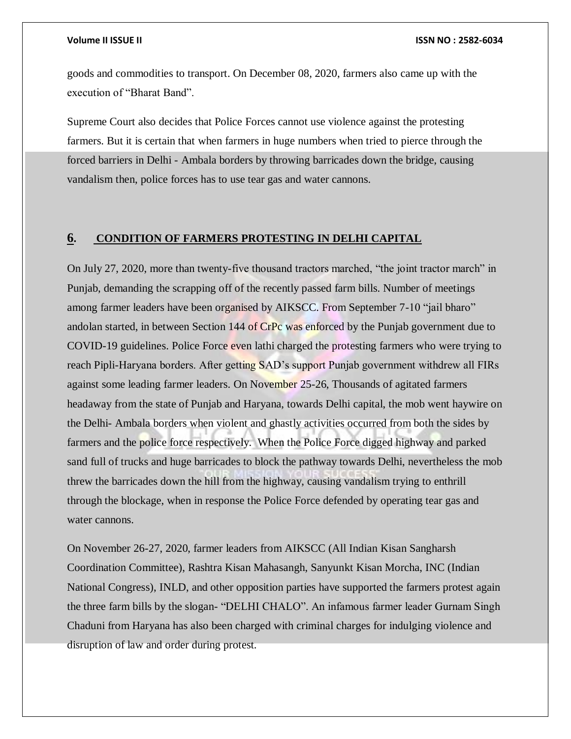goods and commodities to transport. On December 08, 2020, farmers also came up with the execution of "Bharat Band".

Supreme Court also decides that Police Forces cannot use violence against the protesting farmers. But it is certain that when farmers in huge numbers when tried to pierce through the forced barriers in Delhi - Ambala borders by throwing barricades down the bridge, causing vandalism then, police forces has to use tear gas and water cannons.

## 6. CONDITION OF FARMERS PROTESTING IN DELHI CAPITAL

On July 27, 2020, more than twenty-five thousand tractors marched, "the joint tractor march" in Punjab, demanding the scrapping off of the recently passed farm bills. Number of meetings among farmer leaders have been organised by AIKSCC. From September 7-10 "jail bharo" andolan started, in between Section 144 of CrPc was enforced by the Punjab government due to COVID-19 guidelines. Police Force even lathi charged the protesting farmers who were trying to reach Pipli-Haryana borders. After getting SAD's support Punjab government withdrew all FIRs against some leading farmer leaders. On November 25-26, Thousands of agitated farmers headaway from the state of Punjab and Haryana, towards Delhi capital, the mob went haywire on the Delhi- Ambala borders when violent and ghastly activities occurred from both the sides by farmers and the police force respectively. When the Police Force digged highway and parked sand full of trucks and huge barricades to block the pathway towards Delhi, nevertheless the mob threw the barricades down the hill from the highway, causing vandalism trying to enthrill through the blockage, when in response the Police Force defended by operating tear gas and water cannons.

On November 26-27, 2020, farmer leaders from AIKSCC (All Indian Kisan Sangharsh Coordination Committee), Rashtra Kisan Mahasangh, Sanyunkt Kisan Morcha, INC (Indian National Congress), INLD, and other opposition parties have supported the farmers protest again the three farm bills by the slogan- "DELHI CHALO". An infamous farmer leader Gurnam Singh Chaduni from Haryana has also been charged with criminal charges for indulging violence and disruption of law and order during protest.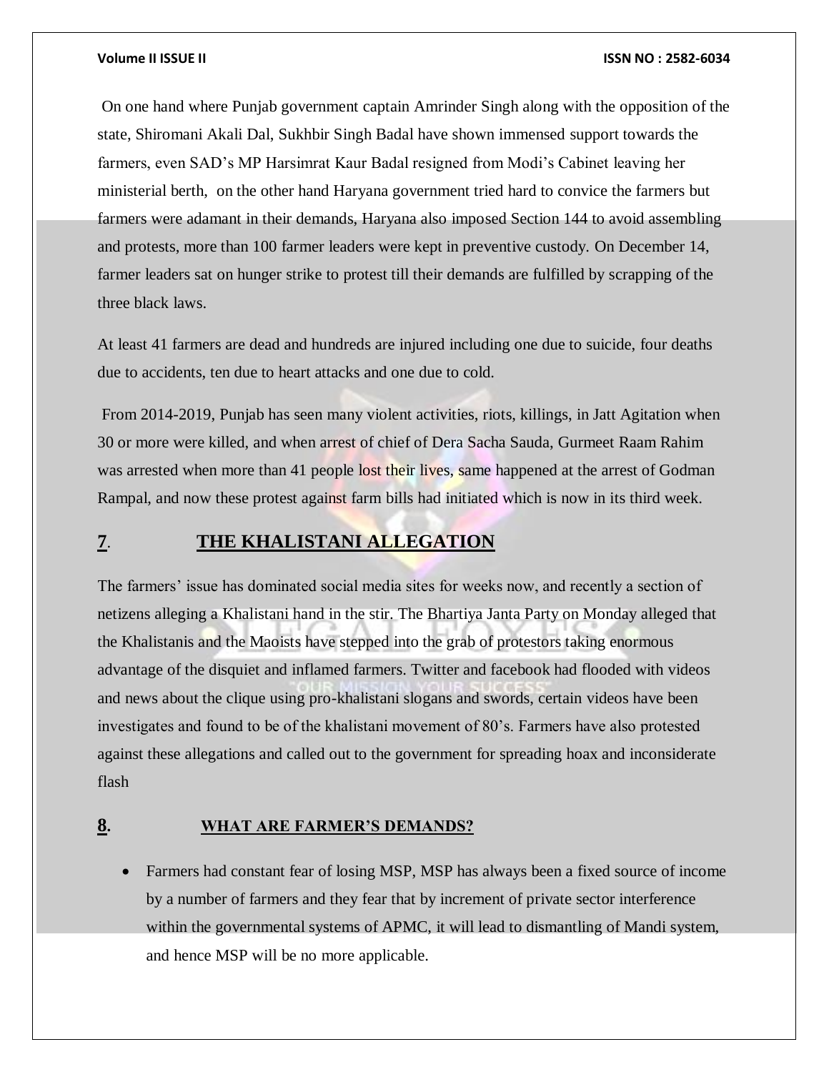On one hand where Punjab government captain Amrinder Singh along with the opposition of the state, Shiromani Akali Dal, Sukhbir Singh Badal have shown immensed support towards the farmers, even SAD's MP Harsimrat Kaur Badal resigned from Modi's Cabinet leaving her ministerial berth, on the other hand Haryana government tried hard to convice the farmers but farmers were adamant in their demands, Haryana also imposed Section 144 to avoid assembling and protests, more than 100 farmer leaders were kept in preventive custody. On December 14, farmer leaders sat on hunger strike to protest till their demands are fulfilled by scrapping of the three black laws.

At least 41 farmers are dead and hundreds are injured including one due to suicide, four deaths due to accidents, ten due to heart attacks and one due to cold.

From 2014-2019, Punjab has seen many violent activities, riots, killings, in Jatt Agitation when 30 or more were killed, and when arrest of chief of Dera Sacha Sauda, Gurmeet Raam Rahim was arrested when more than 41 people lost their lives, same happened at the arrest of Godman Rampal, and now these protest against farm bills had initiated which is now in its third week.

## 7. THE KHALISTANI ALLEGATION

The farmers' issue has dominated social media sites for weeks now, and recently a section of netizens alleging a Khalistani hand in the stir. The Bhartiya Janta Party on Monday alleged that the Khalistanis and the Maoists have stepped into the grab of protestors taking enormous advantage of the disquiet and inflamed farmers. Twitter and facebook had flooded with videos and news about the clique using pro-khalistani slogans and swords, certain videos have been investigates and found to be of the khalistani movement of 80's. Farmers have also protested against these allegations and called out to the government for spreading hoax and inconsiderate flash

## 8. WHAT ARE FARMER'S DEMANDS?

- Farmers had constant fear of losing MSP, MSP has always been a fixed source of income by a number of farmers and they fear that by increment of private sector interference within the governmental systems of APMC, it will lead to dismantling of Mandi system, and hence MSP will be no more applicable.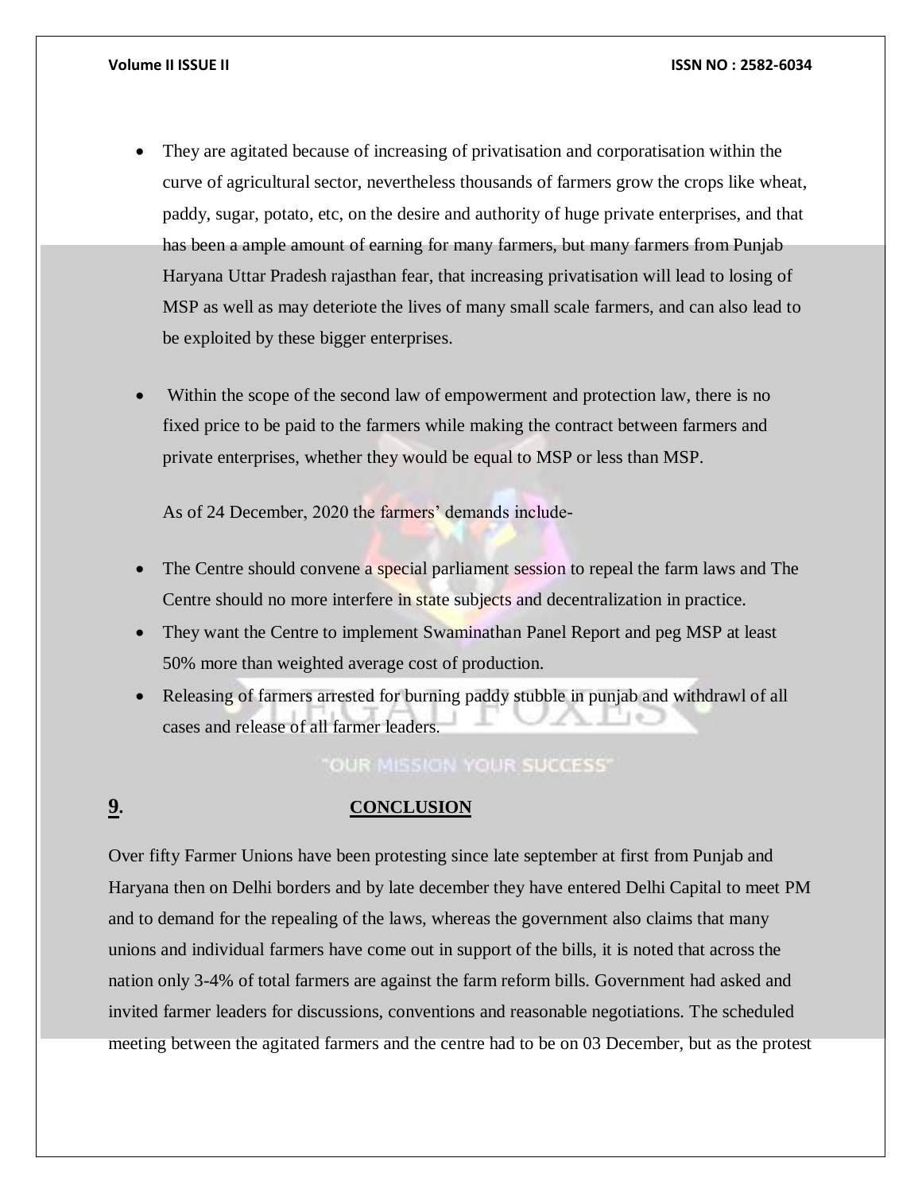- They are agitated because of increasing of privatisation and corporatisation within the curve of agricultural sector, nevertheless thousands of farmers grow the crops like wheat, paddy, sugar, potato, etc, on the desire and authority of huge private enterprises, and that has been a ample amount of earning for many farmers, but many farmers from Punjab Haryana Uttar Pradesh rajasthan fear, that increasing privatisation will lead to losing of MSP as well as may deteriote the lives of many small scale farmers, and can also lead to be exploited by these bigger enterprises.

- Within the scope of the second law of empowerment and protection law, there is no fixed price to be paid to the farmers while making the contract between farmers and private enterprises, whether they would be equal to MSP or less than MSP.

As of 24 December, 2020 the farmers' demands include-

- The Centre should convene a special parliament session to repeal the farm laws and The Centre should no more interfere in state subjects and decentralization in practice.
- They want the Centre to implement Swaminathan Panel Report and peg MSP at least 50% more than weighted average cost of production.
- Releasing of farmers arrested for burning paddy stubble in punjab and withdrawl of all cases and release of all farmer leaders.

## 9. CONCLUSION

Over fifty Farmer Unions have been protesting since late september at first from Punjab and Haryana then on Delhi borders and by late december they have entered Delhi Capital to meet PM and to demand for the repealing of the laws, whereas the government also claims that many unions and individual farmers have come out in support of the bills, it is noted that across the nation only 3-4% of total farmers are against the farm reform bills. Government had asked and invited farmer leaders for discussions, conventions and reasonable negotiations. The scheduled meeting between the agitated farmers and the centre had to be on 03 December, but as the protest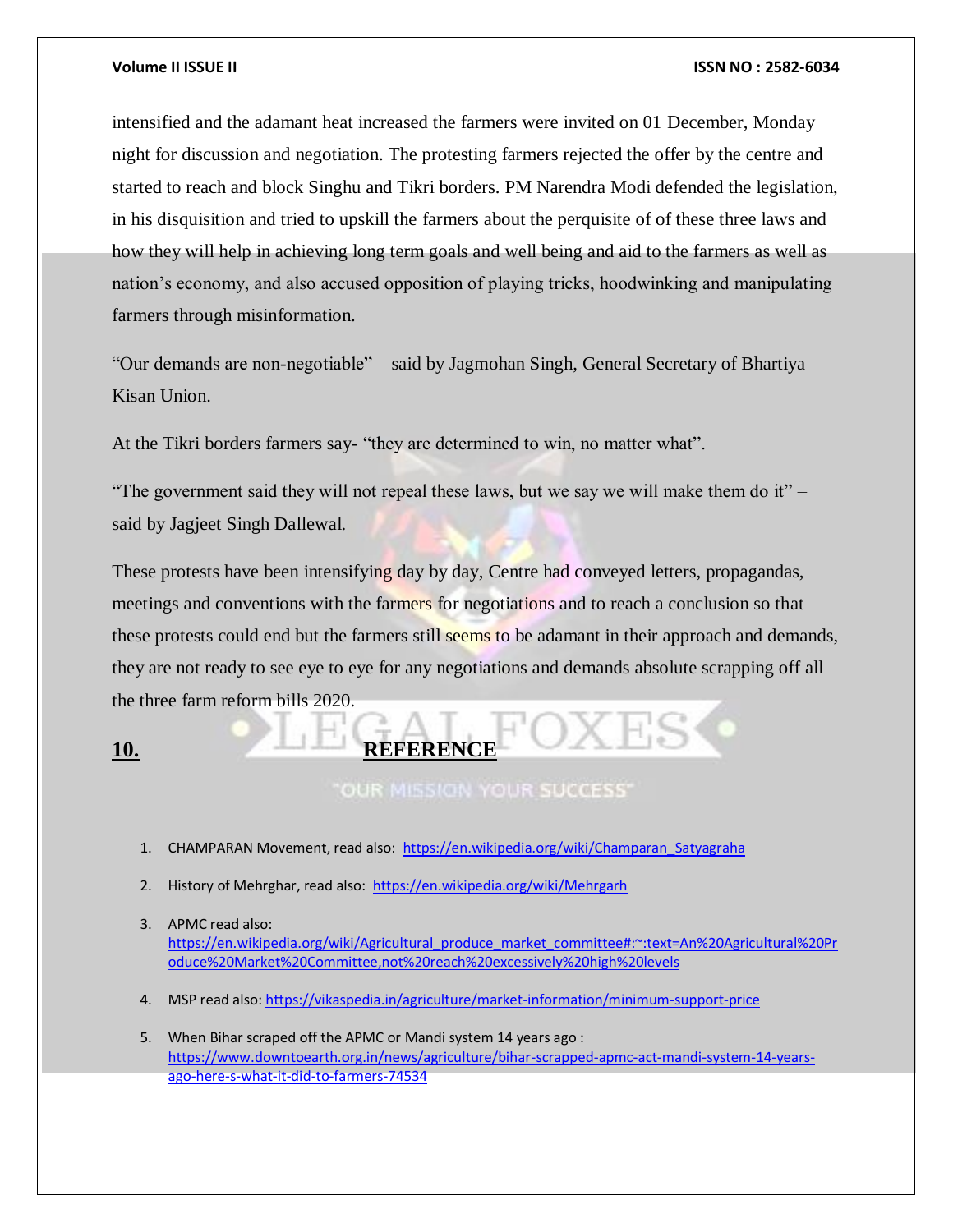intensified and the adamant heat increased the farmers were invited on 01 December, Monday night for discussion and negotiation. The protesting farmers rejected the offer by the centre and started to reach and block Singhu and Tikri borders. PM Narendra Modi defended the legislation, in his disquisition and tried to upskill the farmers about the perquisite of of these three laws and how they will help in achieving long term goals and well being and aid to the farmers as well as nation's economy, and also accused opposition of playing tricks, hoodwinking and manipulating farmers through misinformation.

"Our demands are non-negotiable" – said by Jagmohan Singh, General Secretary of Bhartiya Kisan Union.

At the Tikri borders farmers say- "they are determined to win, no matter what".

"The government said they will not repeal these laws, but we say we will make them do it" – said by Jagjeet Singh Dallewal.

These protests have been intensifying day by day, Centre had conveyed letters, propagandas, meetings and conventions with the farmers for negotiations and to reach a conclusion so that these protests could end but the farmers still seems to be adamant in their approach and demands, they are not ready to see eye to eye for any negotiations and demands absolute scrapping off all the three farm reform bills 2020.

## 10. REFERENCE

1. CHAMPARAN Movement, read also: https://en.wikipedia.org/wiki/Champaran_Satyagraha
2. History of Mehrghar, read also: https://en.wikipedia.org/wiki/Mehrgarh
3. APMC read also: https://en.wikipedia.org/wiki/Agricultural_produce_market_committee#:~:text=An%20Agricultural%20Produce%20Market%20Committee,not%20reach%20excessively%20high%20levels
4. MSP read also: https://vikaspedia.in/agriculture/market-information/minimum-support-price
5. When Bihar scraped off the APMC or Mandi system 14 years ago : https://www.downtoearth.org.in/news/agriculture/bihar-scrapped-apmc-act-mandi-system-14-years-ago-here-s-what-it-did-to-farmers-74534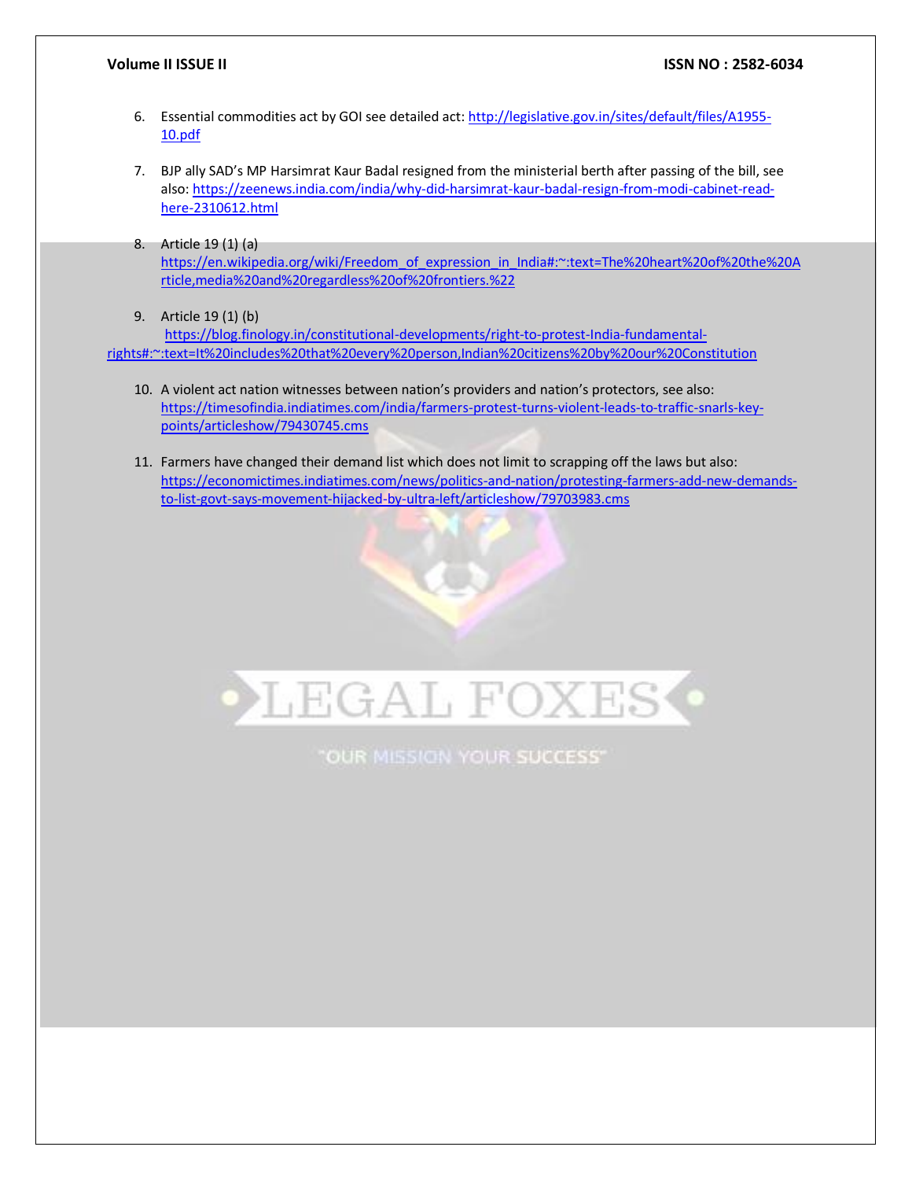6. Essential commodities act by GOI see detailed act: http://legislative.gov.in/sites/default/files/A1955-10.pdf

7. BJP ally SAD's MP Harsimrat Kaur Badal resigned from the ministerial berth after passing of the bill, see also: https://zeenews.india.com/india/why-did-harsimrat-kaur-badal-resign-from-modi-cabinet-read-here-2310612.html

8. Article 19 (1) (a) https://en.wikipedia.org/wiki/Freedom_of_expression_in_India#:~:text=The%20heart%20of%20the%20Article,media%20and%20regardless%20of%20frontiers.%22

9. Article 19 (1) (b) https://blog.finology.in/constitutional-developments/right-to-protest-India-fundamental-rights#:~:text=It%20includes%20that%20every%20person,Indian%20citizens%20by%20our%20Constitution

10. A violent act nation witnesses between nation's providers and nation's protectors, see also: https://timesofindia.indiatimes.com/india/farmers-protest-turns-violent-leads-to-traffic-snarls-key-points/articleshow/79430745.cms

11. Farmers have changed their demand list which does not limit to scrapping off the laws but also: https://economictimes.indiatimes.com/news/politics-and-nation/protesting-farmers-add-new-demands-to-list-govt-says-movement-hijacked-by-ultra-left/articleshow/79703983.cms